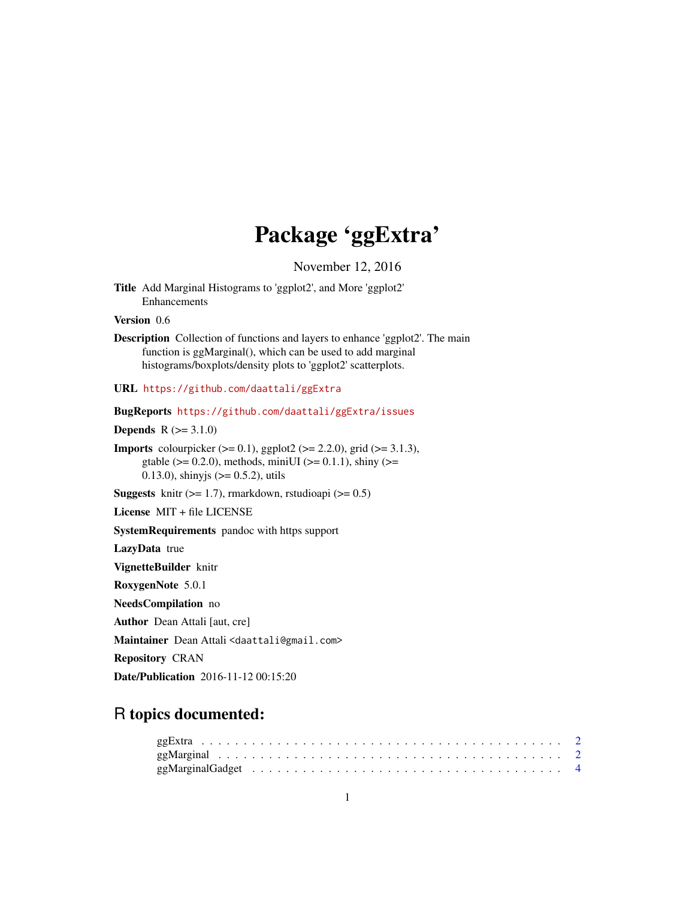# Package 'ggExtra'

November 12, 2016

**Title** Add Marginal Histograms to 'ggplot2', and More 'ggplot2' Enhancements

**Version** 0.6

**Description** Collection of functions and layers to enhance 'ggplot2'. The main function is ggMarginal(), which can be used to add marginal histograms/boxplots/density plots to 'ggplot2' scatterplots.

**URL** https://github.com/daattali/ggExtra

**BugReports** https://github.com/daattali/ggExtra/issues

**Depends** R (>= 3.1.0)

**Imports** colourpicker (>= 0.1), ggplot2 (>= 2.2.0), grid (>= 3.1.3), gtable (>= 0.2.0), methods, miniUI (>= 0.1.1), shiny (>= 0.13.0), shinyjs (>= 0.5.2), utils

**Suggests** knitr (>= 1.7), rmarkdown, rstudioapi (>= 0.5)

**License** MIT + file LICENSE

**SystemRequirements** pandoc with https support

**LazyData** true

**VignetteBuilder** knitr

**RoxygenNote** 5.0.1

**NeedsCompilation** no

**Author** Dean Attali [aut, cre]

**Maintainer** Dean Attali <daattali@gmail.com>

**Repository** CRAN

**Date/Publication** 2016-11-12 00:15:20

## R topics documented:

- ggExtra . . . . . . . . . . . . . . . . . . . . . . . . . . . . . . . . . . . . . . . . 2
- ggMarginal . . . . . . . . . . . . . . . . . . . . . . . . . . . . . . . . . . . . . . 2
- ggMarginalGadget . . . . . . . . . . . . . . . . . . . . . . . . . . . . . . . . . . . 4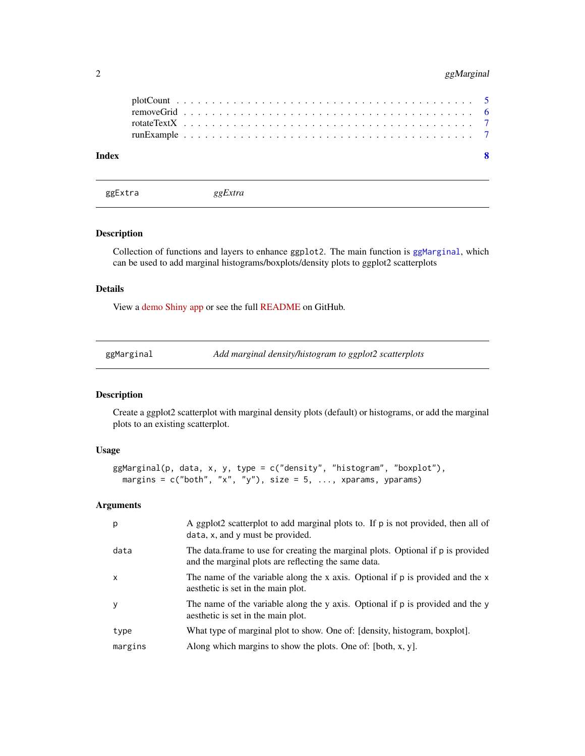plotCount . . . . . . . . . . . . . . . . . . . . . . . . . . . . . . . . . . . . . . . . 5
removeGrid . . . . . . . . . . . . . . . . . . . . . . . . . . . . . . . . . . . . . . . 6
rotateTextX . . . . . . . . . . . . . . . . . . . . . . . . . . . . . . . . . . . . . . . 7
runExample . . . . . . . . . . . . . . . . . . . . . . . . . . . . . . . . . . . . . . . 7

**Index** **8**

---

`ggExtra` *ggExtra*

---

## Description

Collection of functions and layers to enhance ggplot2. The main function is `ggMarginal`, which can be used to add marginal histograms/boxplots/density plots to ggplot2 scatterplots

## Details

View a demo Shiny app or see the full README on GitHub.

---

`ggMarginal` *Add marginal density/histogram to ggplot2 scatterplots*

---

## Description

Create a ggplot2 scatterplot with marginal density plots (default) or histograms, or add the marginal plots to an existing scatterplot.

## Usage

```
ggMarginal(p, data, x, y, type = c("density", "histogram", "boxplot"),
  margins = c("both", "x", "y"), size = 5, ..., xparams, yparams)
```

## Arguments

| | |
|---|---|
| `p` | A ggplot2 scatterplot to add marginal plots to. If `p` is not provided, then all of `data`, `x`, and `y` must be provided. |
| `data` | The data.frame to use for creating the marginal plots. Optional if `p` is provided and the marginal plots are reflecting the same data. |
| `x` | The name of the variable along the x axis. Optional if `p` is provided and the `x` aesthetic is set in the main plot. |
| `y` | The name of the variable along the y axis. Optional if `p` is provided and the `y` aesthetic is set in the main plot. |
| `type` | What type of marginal plot to show. One of: [density, histogram, boxplot]. |
| `margins` | Along which margins to show the plots. One of: [both, x, y]. |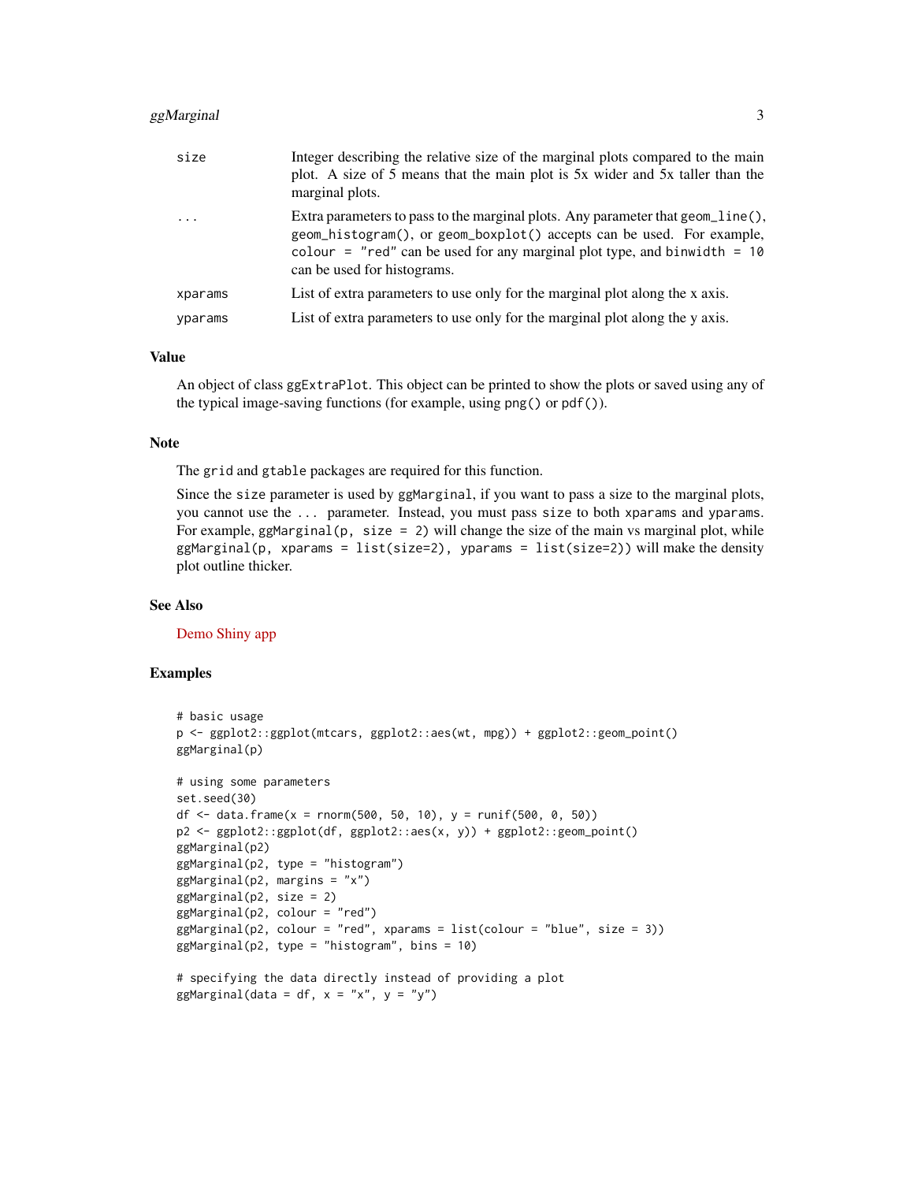| | |
| --- | --- |
| size | Integer describing the relative size of the marginal plots compared to the main plot. A size of 5 means that the main plot is 5x wider and 5x taller than the marginal plots. |
| ... | Extra parameters to pass to the marginal plots. Any parameter that `geom_line()`, `geom_histogram()`, or `geom_boxplot()` accepts can be used. For example, `colour = "red"` can be used for any marginal plot type, and `binwidth = 10` can be used for histograms. |
| xparams | List of extra parameters to use only for the marginal plot along the x axis. |
| yparams | List of extra parameters to use only for the marginal plot along the y axis. |

### Value

An object of class `ggExtraPlot`. This object can be printed to show the plots or saved using any of the typical image-saving functions (for example, using `png()` or `pdf()`).

### Note

The `grid` and `gtable` packages are required for this function.

Since the `size` parameter is used by `ggMarginal`, if you want to pass a size to the marginal plots, you cannot use the `...` parameter. Instead, you must pass `size` to both `xparams` and `yparams`. For example, `ggMarginal(p, size = 2)` will change the size of the main vs marginal plot, while `ggMarginal(p, xparams = list(size=2), yparams = list(size=2))` will make the density plot outline thicker.

### See Also

Demo Shiny app

### Examples

```
# basic usage
p <- ggplot2::ggplot(mtcars, ggplot2::aes(wt, mpg)) + ggplot2::geom_point()
ggMarginal(p)

# using some parameters
set.seed(30)
df <- data.frame(x = rnorm(500, 50, 10), y = runif(500, 0, 50))
p2 <- ggplot2::ggplot(df, ggplot2::aes(x, y)) + ggplot2::geom_point()
ggMarginal(p2)
ggMarginal(p2, type = "histogram")
ggMarginal(p2, margins = "x")
ggMarginal(p2, size = 2)
ggMarginal(p2, colour = "red")
ggMarginal(p2, colour = "red", xparams = list(colour = "blue", size = 3))
ggMarginal(p2, type = "histogram", bins = 10)

# specifying the data directly instead of providing a plot
ggMarginal(data = df, x = "x", y = "y")
```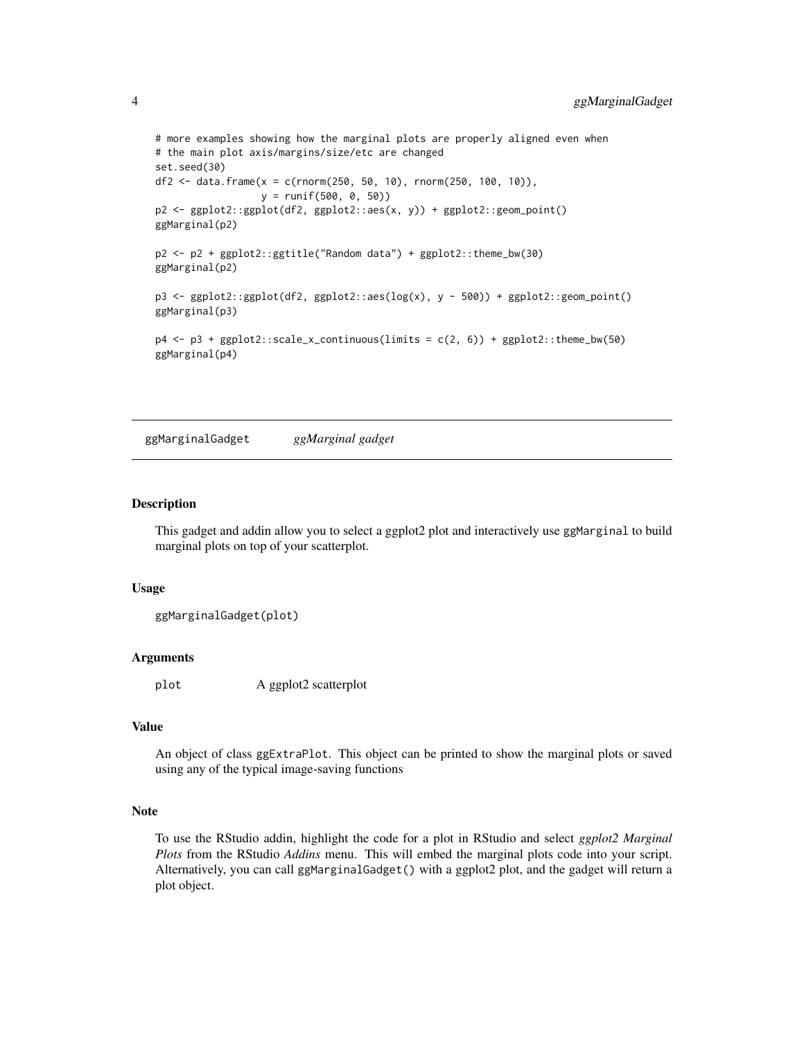```
# more examples showing how the marginal plots are properly aligned even when
# the main plot axis/margins/size/etc are changed
set.seed(30)
df2 <- data.frame(x = c(rnorm(250, 50, 10), rnorm(250, 100, 10)),
                  y = runif(500, 0, 50))
p2 <- ggplot2::ggplot(df2, ggplot2::aes(x, y)) + ggplot2::geom_point()
ggMarginal(p2)

p2 <- p2 + ggplot2::ggtitle("Random data") + ggplot2::theme_bw(30)
ggMarginal(p2)

p3 <- ggplot2::ggplot(df2, ggplot2::aes(log(x), y - 500)) + ggplot2::geom_point()
ggMarginal(p3)

p4 <- p3 + ggplot2::scale_x_continuous(limits = c(2, 6)) + ggplot2::theme_bw(50)
ggMarginal(p4)
```

---

## ggMarginalGadget *ggMarginal gadget*

---

### Description

This gadget and addin allow you to select a ggplot2 plot and interactively use `ggMarginal` to build marginal plots on top of your scatterplot.

### Usage

```
ggMarginalGadget(plot)
```

### Arguments

| | |
|---|---|
| `plot` | A ggplot2 scatterplot |

### Value

An object of class `ggExtraPlot`. This object can be printed to show the marginal plots or saved using any of the typical image-saving functions

### Note

To use the RStudio addin, highlight the code for a plot in RStudio and select *ggplot2 Marginal Plots* from the RStudio *Addins* menu. This will embed the marginal plots code into your script. Alternatively, you can call `ggMarginalGadget()` with a ggplot2 plot, and the gadget will return a plot object.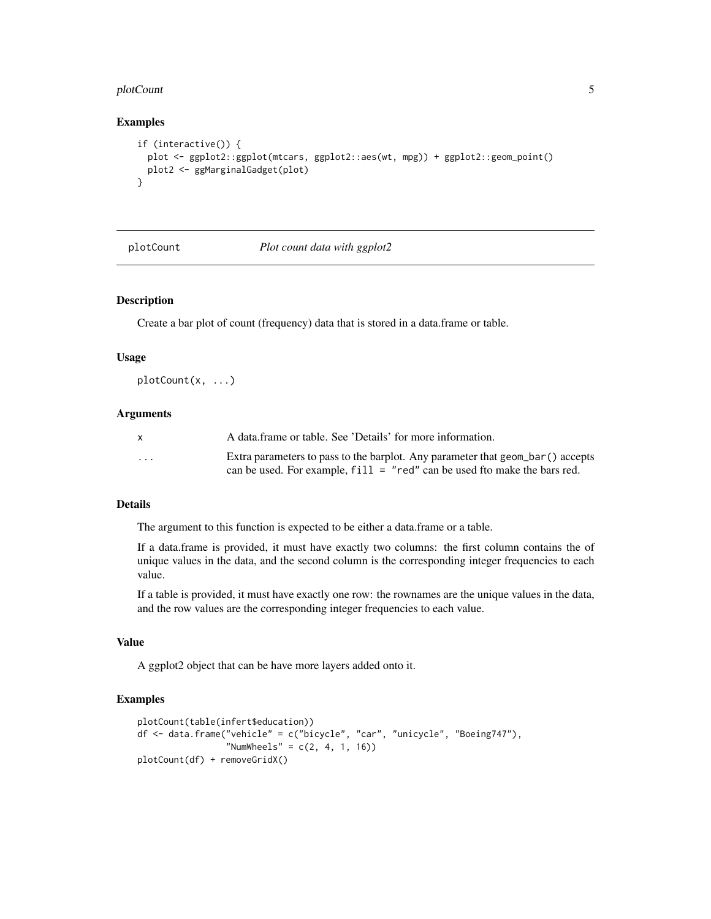### Examples

```
if (interactive()) {
  plot <- ggplot2::ggplot(mtcars, ggplot2::aes(wt, mpg)) + ggplot2::geom_point()
  plot2 <- ggMarginalGadget(plot)
}
```

---

## plotCount — *Plot count data with ggplot2*

---

### Description

Create a bar plot of count (frequency) data that is stored in a data.frame or table.

### Usage

```
plotCount(x, ...)
```

### Arguments

| | |
|---|---|
| `x` | A data.frame or table. See 'Details' for more information. |
| `...` | Extra parameters to pass to the barplot. Any parameter that `geom_bar()` accepts can be used. For example, `fill = "red"` can be used fto make the bars red. |

### Details

The argument to this function is expected to be either a data.frame or a table.

If a data.frame is provided, it must have exactly two columns: the first column contains the of unique values in the data, and the second column is the corresponding integer frequencies to each value.

If a table is provided, it must have exactly one row: the rownames are the unique values in the data, and the row values are the corresponding integer frequencies to each value.

### Value

A ggplot2 object that can be have more layers added onto it.

### Examples

```
plotCount(table(infert$education))
df <- data.frame("vehicle" = c("bicycle", "car", "unicycle", "Boeing747"),
                 "NumWheels" = c(2, 4, 1, 16))
plotCount(df) + removeGridX()
```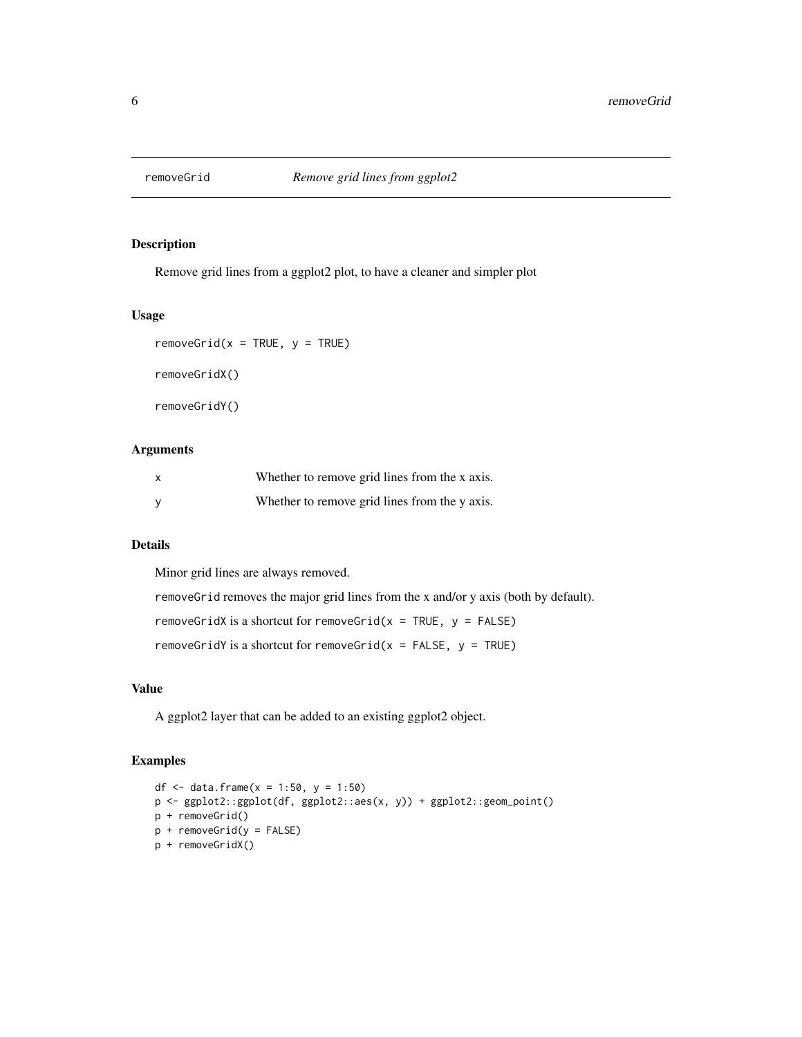# removeGrid *Remove grid lines from ggplot2*

## Description

Remove grid lines from a ggplot2 plot, to have a cleaner and simpler plot

## Usage

```
removeGrid(x = TRUE, y = TRUE)

removeGridX()

removeGridY()
```

## Arguments

| | |
|---|---|
| x | Whether to remove grid lines from the x axis. |
| y | Whether to remove grid lines from the y axis. |

## Details

Minor grid lines are always removed.

`removeGrid` removes the major grid lines from the x and/or y axis (both by default).

`removeGridX` is a shortcut for `removeGrid(x = TRUE, y = FALSE)`

`removeGridY` is a shortcut for `removeGrid(x = FALSE, y = TRUE)`

## Value

A ggplot2 layer that can be added to an existing ggplot2 object.

## Examples

```
df <- data.frame(x = 1:50, y = 1:50)
p <- ggplot2::ggplot(df, ggplot2::aes(x, y)) + ggplot2::geom_point()
p + removeGrid()
p + removeGrid(y = FALSE)
p + removeGridX()
```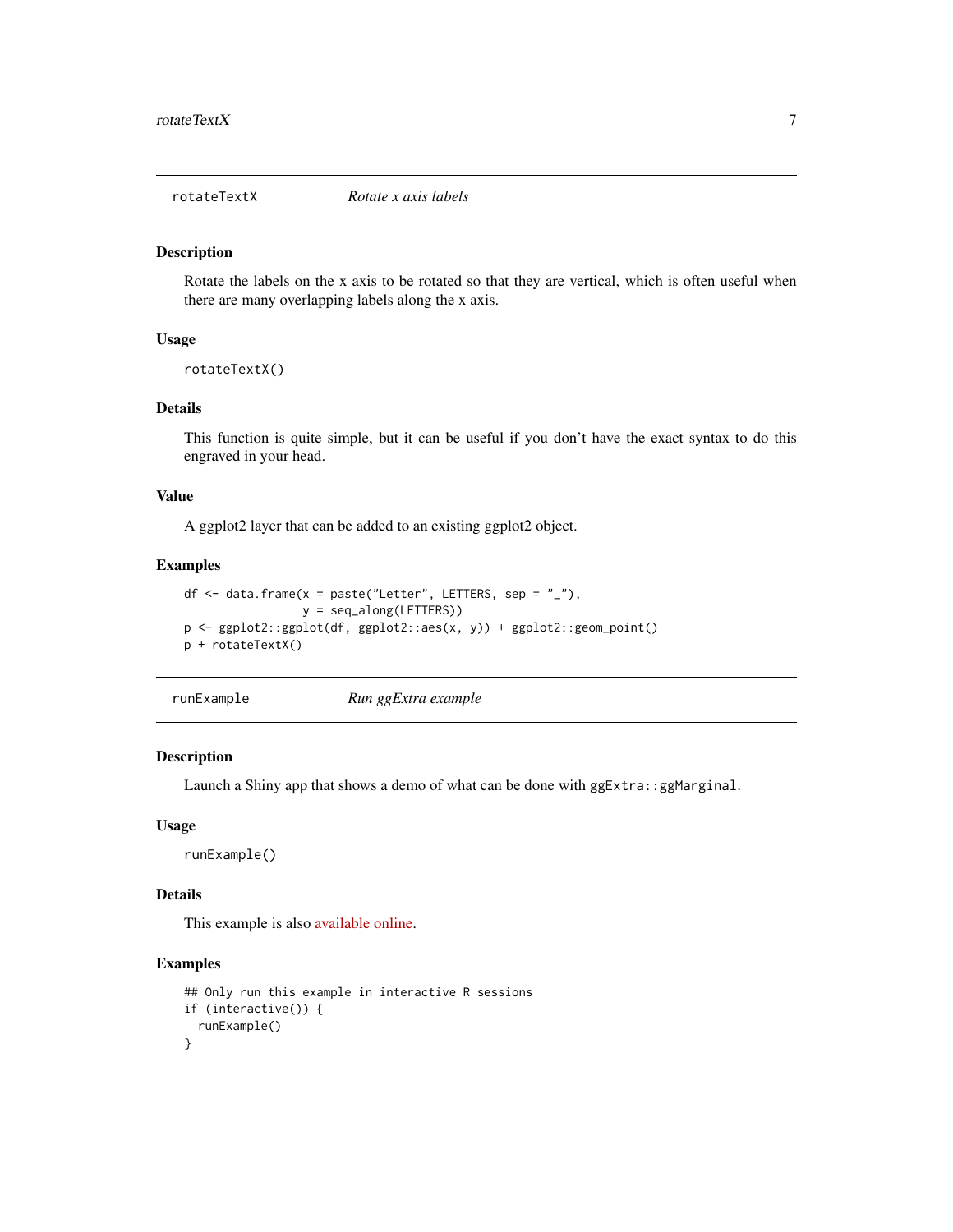## rotateTextX — *Rotate x axis labels*

### Description

Rotate the labels on the x axis to be rotated so that they are vertical, which is often useful when there are many overlapping labels along the x axis.

### Usage

```
rotateTextX()
```

### Details

This function is quite simple, but it can be useful if you don't have the exact syntax to do this engraved in your head.

### Value

A ggplot2 layer that can be added to an existing ggplot2 object.

### Examples

```
df <- data.frame(x = paste("Letter", LETTERS, sep = "_"),
                 y = seq_along(LETTERS))
p <- ggplot2::ggplot(df, ggplot2::aes(x, y)) + ggplot2::geom_point()
p + rotateTextX()
```

## runExample — *Run ggExtra example*

### Description

Launch a Shiny app that shows a demo of what can be done with `ggExtra::ggMarginal`.

### Usage

```
runExample()
```

### Details

This example is also available online.

### Examples

```
## Only run this example in interactive R sessions
if (interactive()) {
  runExample()
}
```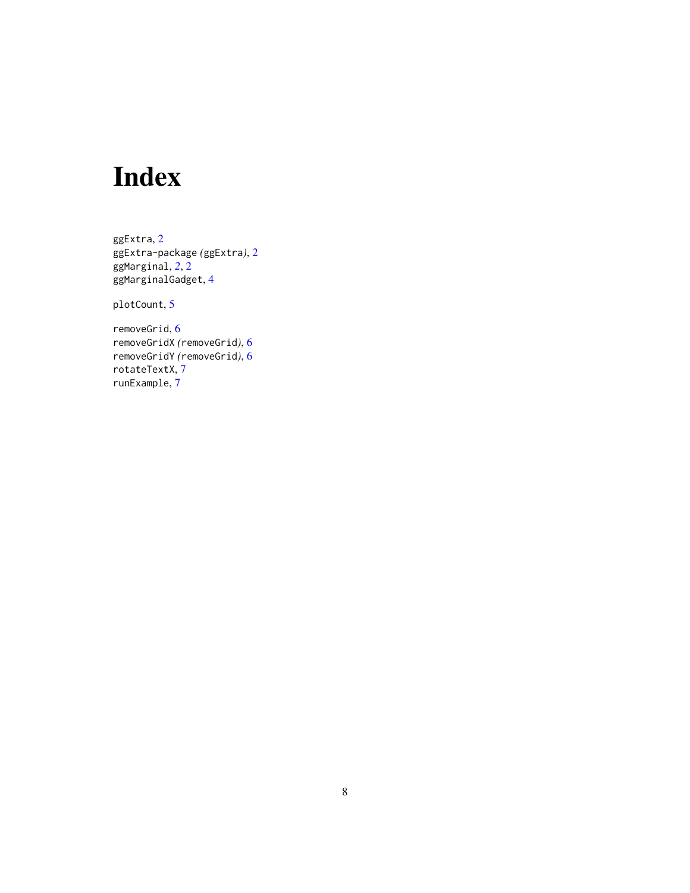# Index

ggExtra, 2
ggExtra-package *(*ggExtra*)*, 2
ggMarginal, *2*, 2
ggMarginalGadget, 4

plotCount, 5

removeGrid, 6
removeGridX *(*removeGrid*)*, 6
removeGridY *(*removeGrid*)*, 6
rotateTextX, 7
runExample, 7